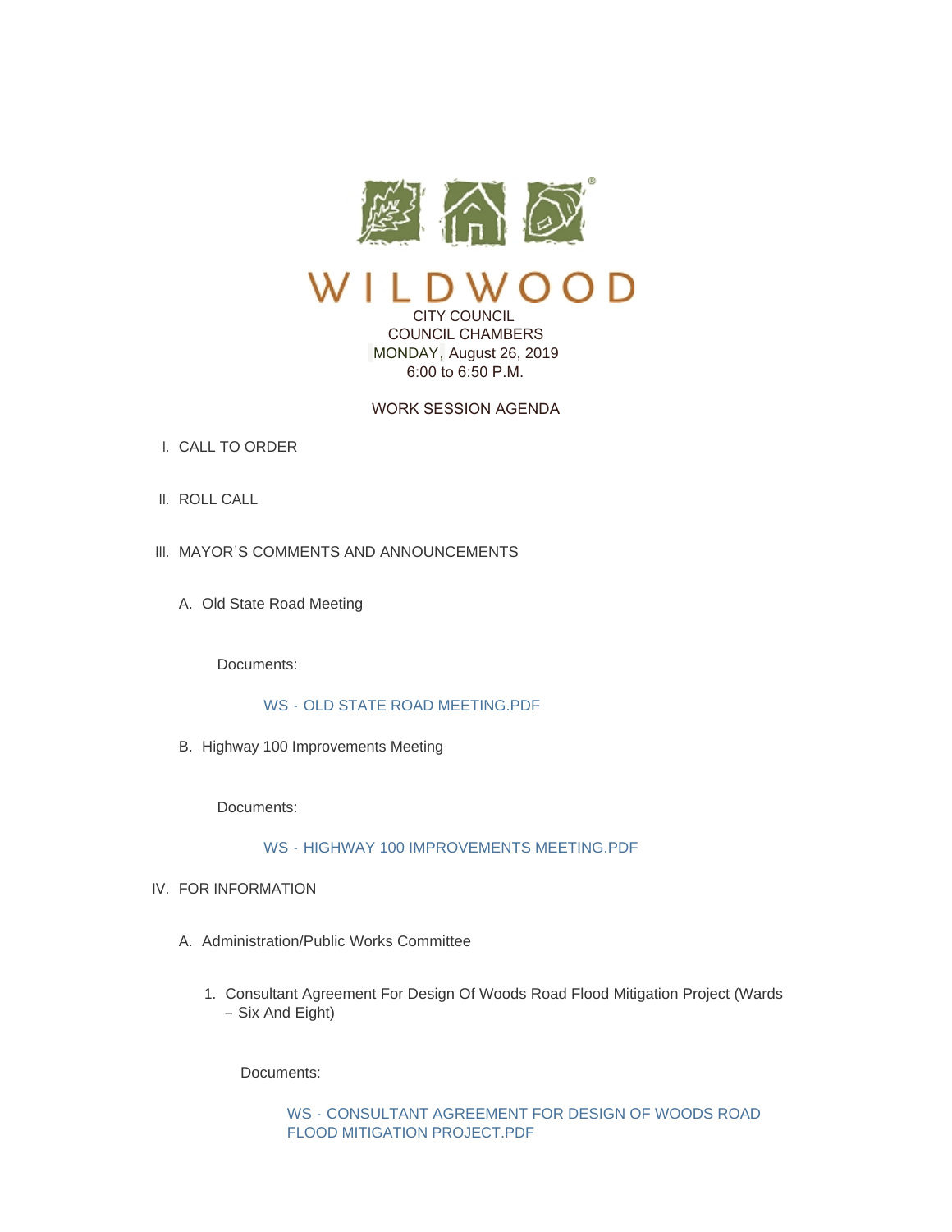# WILDWOOD

CITY COUNCIL
COUNCIL CHAMBERS
MONDAY, August 26, 2019
6:00 to 6:50 P.M.

WORK SESSION AGENDA

I. CALL TO ORDER

II. ROLL CALL

III. MAYOR'S COMMENTS AND ANNOUNCEMENTS

A. Old State Road Meeting

Documents:

WS - OLD STATE ROAD MEETING.PDF

B. Highway 100 Improvements Meeting

Documents:

WS - HIGHWAY 100 IMPROVEMENTS MEETING.PDF

IV. FOR INFORMATION

A. Administration/Public Works Committee

1. Consultant Agreement For Design Of Woods Road Flood Mitigation Project (Wards – Six And Eight)

Documents:

WS - CONSULTANT AGREEMENT FOR DESIGN OF WOODS ROAD FLOOD MITIGATION PROJECT.PDF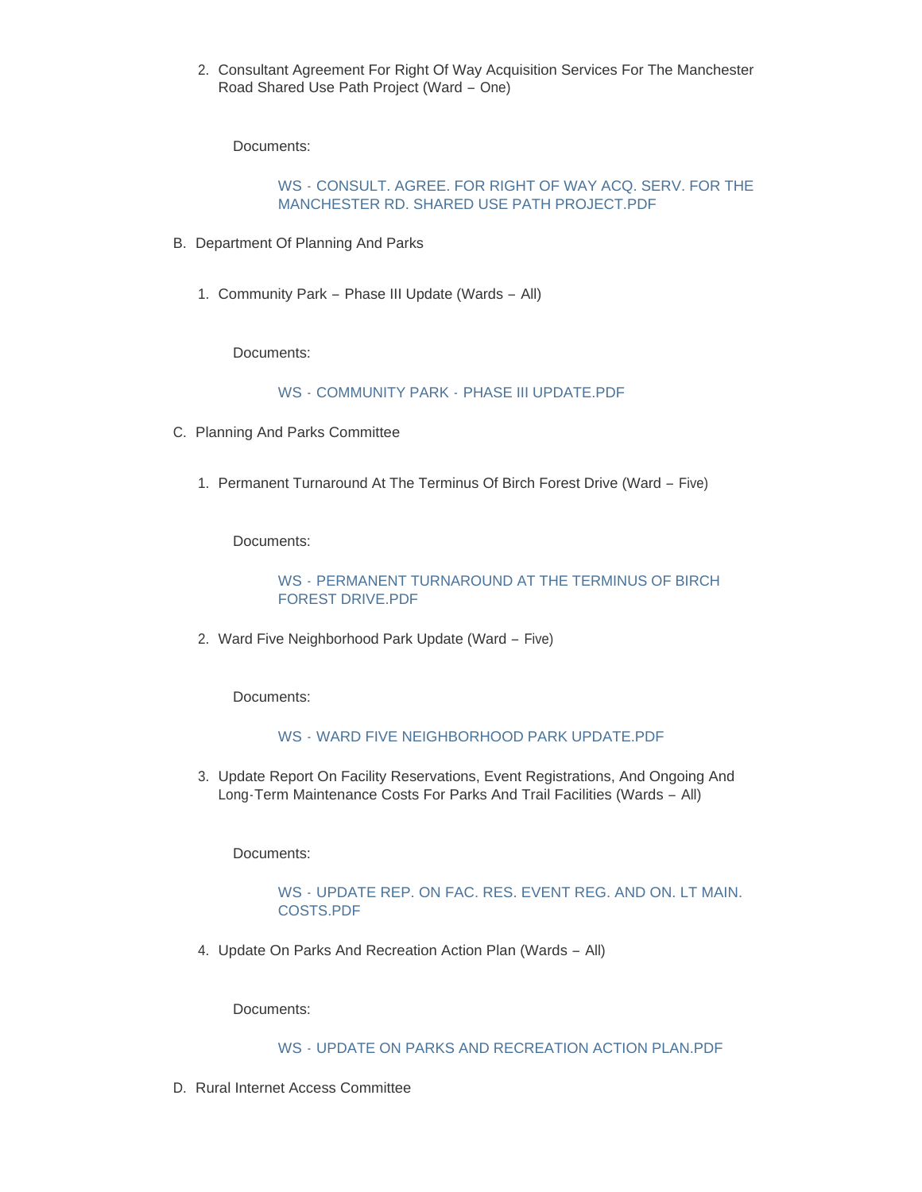2. Consultant Agreement For Right Of Way Acquisition Services For The Manchester Road Shared Use Path Project (Ward – One)

   Documents:

   WS - CONSULT. AGREE. FOR RIGHT OF WAY ACQ. SERV. FOR THE MANCHESTER RD. SHARED USE PATH PROJECT.PDF

B. Department Of Planning And Parks

1. Community Park – Phase III Update (Wards – All)

   Documents:

   WS - COMMUNITY PARK - PHASE III UPDATE.PDF

C. Planning And Parks Committee

1. Permanent Turnaround At The Terminus Of Birch Forest Drive (Ward – Five)

   Documents:

   WS - PERMANENT TURNAROUND AT THE TERMINUS OF BIRCH FOREST DRIVE.PDF

2. Ward Five Neighborhood Park Update (Ward – Five)

   Documents:

   WS - WARD FIVE NEIGHBORHOOD PARK UPDATE.PDF

3. Update Report On Facility Reservations, Event Registrations, And Ongoing And Long-Term Maintenance Costs For Parks And Trail Facilities (Wards – All)

   Documents:

   WS - UPDATE REP. ON FAC. RES. EVENT REG. AND ON. LT MAIN. COSTS.PDF

4. Update On Parks And Recreation Action Plan (Wards – All)

   Documents:

   WS - UPDATE ON PARKS AND RECREATION ACTION PLAN.PDF

D. Rural Internet Access Committee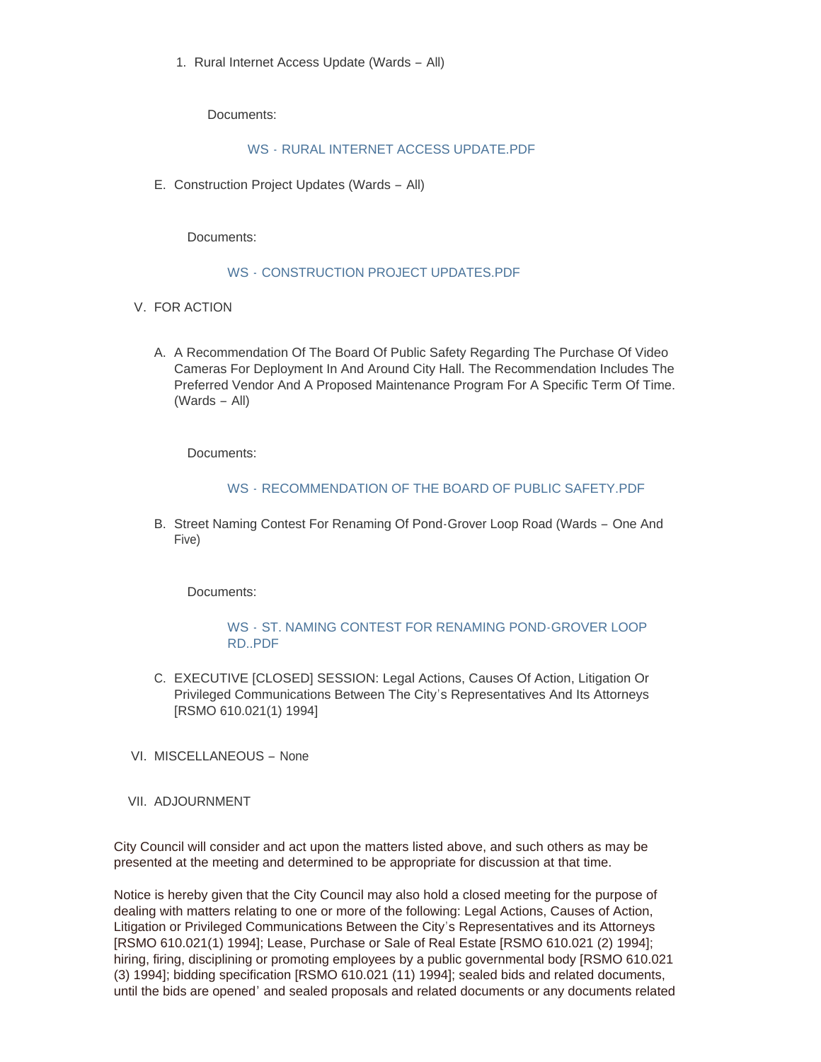1. Rural Internet Access Update (Wards – All)

   Documents:

   WS - RURAL INTERNET ACCESS UPDATE.PDF

E. Construction Project Updates (Wards – All)

   Documents:

   WS - CONSTRUCTION PROJECT UPDATES.PDF

V. FOR ACTION

A. A Recommendation Of The Board Of Public Safety Regarding The Purchase Of Video Cameras For Deployment In And Around City Hall. The Recommendation Includes The Preferred Vendor And A Proposed Maintenance Program For A Specific Term Of Time. (Wards – All)

   Documents:

   WS - RECOMMENDATION OF THE BOARD OF PUBLIC SAFETY.PDF

B. Street Naming Contest For Renaming Of Pond-Grover Loop Road (Wards – One And Five)

   Documents:

   WS - ST. NAMING CONTEST FOR RENAMING POND-GROVER LOOP RD..PDF

C. EXECUTIVE [CLOSED] SESSION: Legal Actions, Causes Of Action, Litigation Or Privileged Communications Between The City's Representatives And Its Attorneys [RSMO 610.021(1) 1994]

VI. MISCELLANEOUS – None

VII. ADJOURNMENT

City Council will consider and act upon the matters listed above, and such others as may be presented at the meeting and determined to be appropriate for discussion at that time.

Notice is hereby given that the City Council may also hold a closed meeting for the purpose of dealing with matters relating to one or more of the following: Legal Actions, Causes of Action, Litigation or Privileged Communications Between the City's Representatives and its Attorneys [RSMO 610.021(1) 1994]; Lease, Purchase or Sale of Real Estate [RSMO 610.021 (2) 1994]; hiring, firing, disciplining or promoting employees by a public governmental body [RSMO 610.021 (3) 1994]; bidding specification [RSMO 610.021 (11) 1994]; sealed bids and related documents, until the bids are opened' and sealed proposals and related documents or any documents related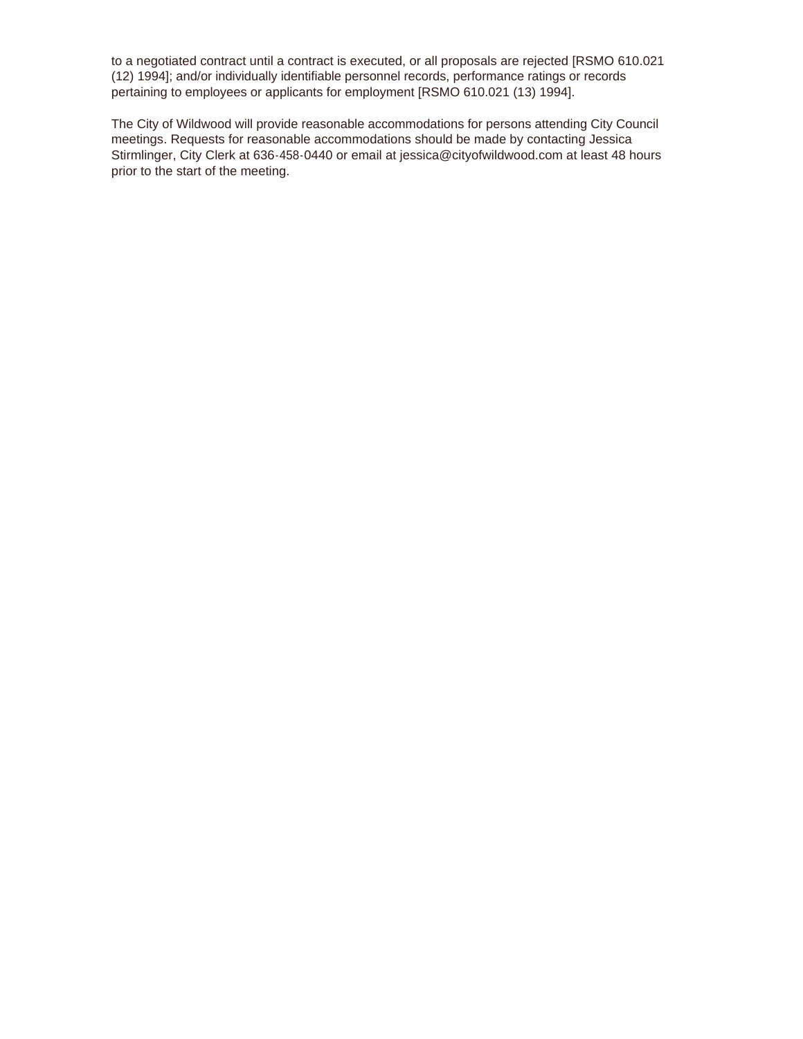to a negotiated contract until a contract is executed, or all proposals are rejected [RSMO 610.021 (12) 1994]; and/or individually identifiable personnel records, performance ratings or records pertaining to employees or applicants for employment [RSMO 610.021 (13) 1994].

The City of Wildwood will provide reasonable accommodations for persons attending City Council meetings. Requests for reasonable accommodations should be made by contacting Jessica Stirmlinger, City Clerk at 636-458-0440 or email at jessica@cityofwildwood.com at least 48 hours prior to the start of the meeting.